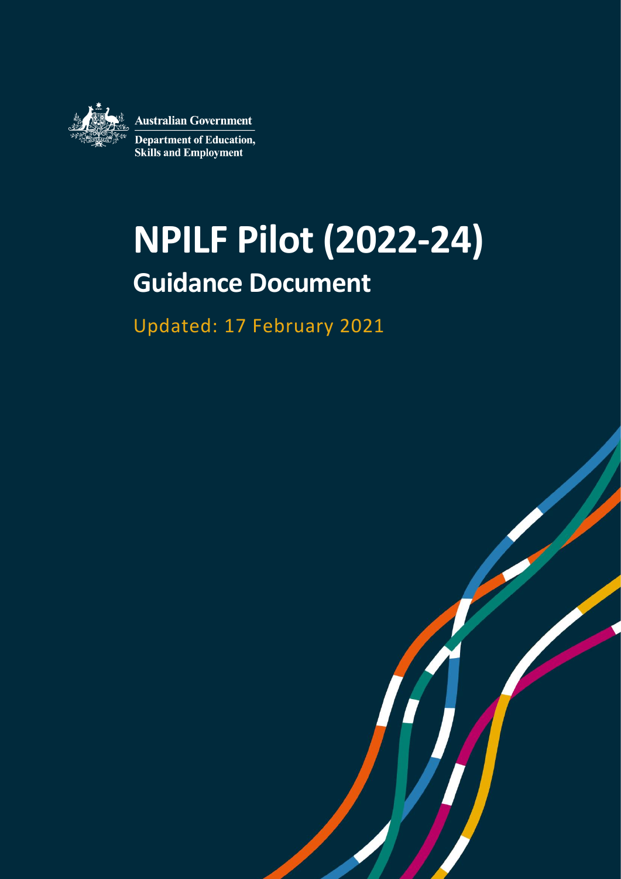Australian Government

Department of Education, Skills and Employment

# NPILF Pilot (2022-24)

## Guidance Document

Updated: 17 February 2021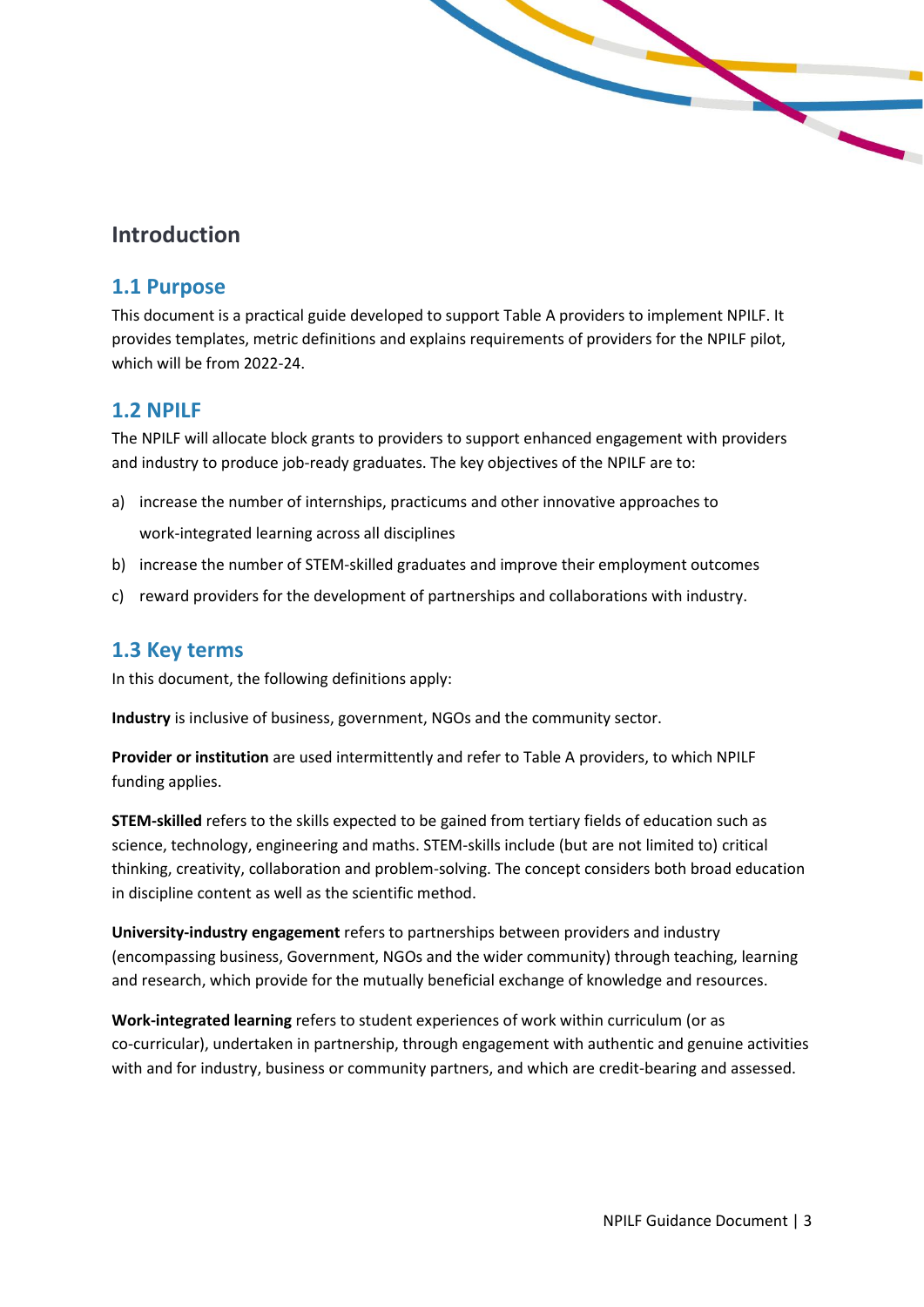# Introduction

## 1.1 Purpose

This document is a practical guide developed to support Table A providers to implement NPILF. It provides templates, metric definitions and explains requirements of providers for the NPILF pilot, which will be from 2022-24.

## 1.2 NPILF

The NPILF will allocate block grants to providers to support enhanced engagement with providers and industry to produce job-ready graduates. The key objectives of the NPILF are to:

a) increase the number of internships, practicums and other innovative approaches to work-integrated learning across all disciplines

b) increase the number of STEM-skilled graduates and improve their employment outcomes

c) reward providers for the development of partnerships and collaborations with industry.

## 1.3 Key terms

In this document, the following definitions apply:

**Industry** is inclusive of business, government, NGOs and the community sector.

**Provider or institution** are used intermittently and refer to Table A providers, to which NPILF funding applies.

**STEM-skilled** refers to the skills expected to be gained from tertiary fields of education such as science, technology, engineering and maths. STEM-skills include (but are not limited to) critical thinking, creativity, collaboration and problem-solving. The concept considers both broad education in discipline content as well as the scientific method.

**University-industry engagement** refers to partnerships between providers and industry (encompassing business, Government, NGOs and the wider community) through teaching, learning and research, which provide for the mutually beneficial exchange of knowledge and resources.

**Work-integrated learning** refers to student experiences of work within curriculum (or as co-curricular), undertaken in partnership, through engagement with authentic and genuine activities with and for industry, business or community partners, and which are credit-bearing and assessed.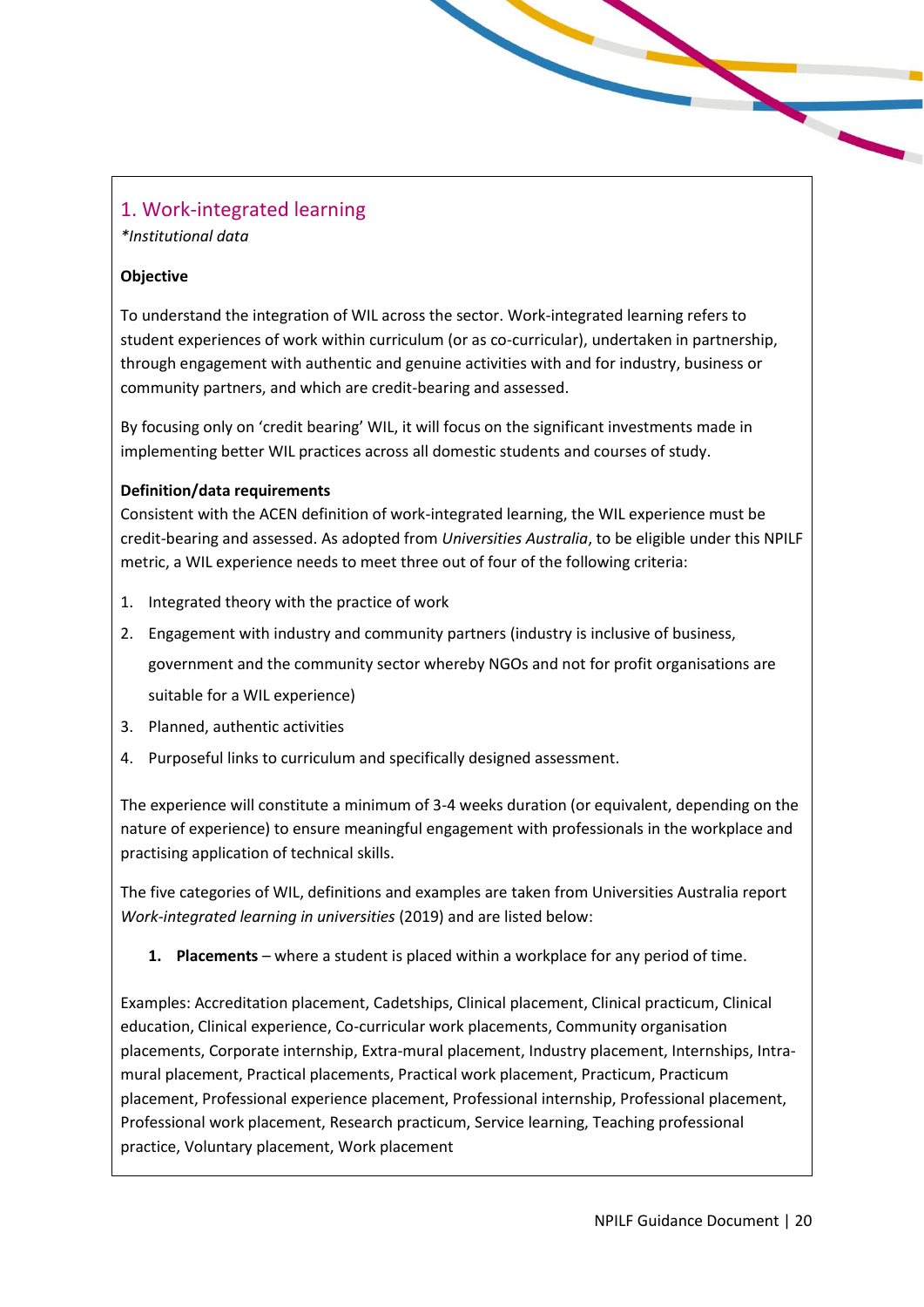## 1. Work-integrated learning

*\*Institutional data*

**Objective**

To understand the integration of WIL across the sector. Work-integrated learning refers to student experiences of work within curriculum (or as co-curricular), undertaken in partnership, through engagement with authentic and genuine activities with and for industry, business or community partners, and which are credit-bearing and assessed.

By focusing only on 'credit bearing' WIL, it will focus on the significant investments made in implementing better WIL practices across all domestic students and courses of study.

**Definition/data requirements**

Consistent with the ACEN definition of work-integrated learning, the WIL experience must be credit-bearing and assessed. As adopted from *Universities Australia*, to be eligible under this NPILF metric, a WIL experience needs to meet three out of four of the following criteria:

1. Integrated theory with the practice of work
2. Engagement with industry and community partners (industry is inclusive of business, government and the community sector whereby NGOs and not for profit organisations are suitable for a WIL experience)
3. Planned, authentic activities
4. Purposeful links to curriculum and specifically designed assessment.

The experience will constitute a minimum of 3-4 weeks duration (or equivalent, depending on the nature of experience) to ensure meaningful engagement with professionals in the workplace and practising application of technical skills.

The five categories of WIL, definitions and examples are taken from Universities Australia report *Work-integrated learning in universities* (2019) and are listed below:

1. **Placements** – where a student is placed within a workplace for any period of time.

Examples: Accreditation placement, Cadetships, Clinical placement, Clinical practicum, Clinical education, Clinical experience, Co-curricular work placements, Community organisation placements, Corporate internship, Extra-mural placement, Industry placement, Internships, Intra-mural placement, Practical placements, Practical work placement, Practicum, Practicum placement, Professional experience placement, Professional internship, Professional placement, Professional work placement, Research practicum, Service learning, Teaching professional practice, Voluntary placement, Work placement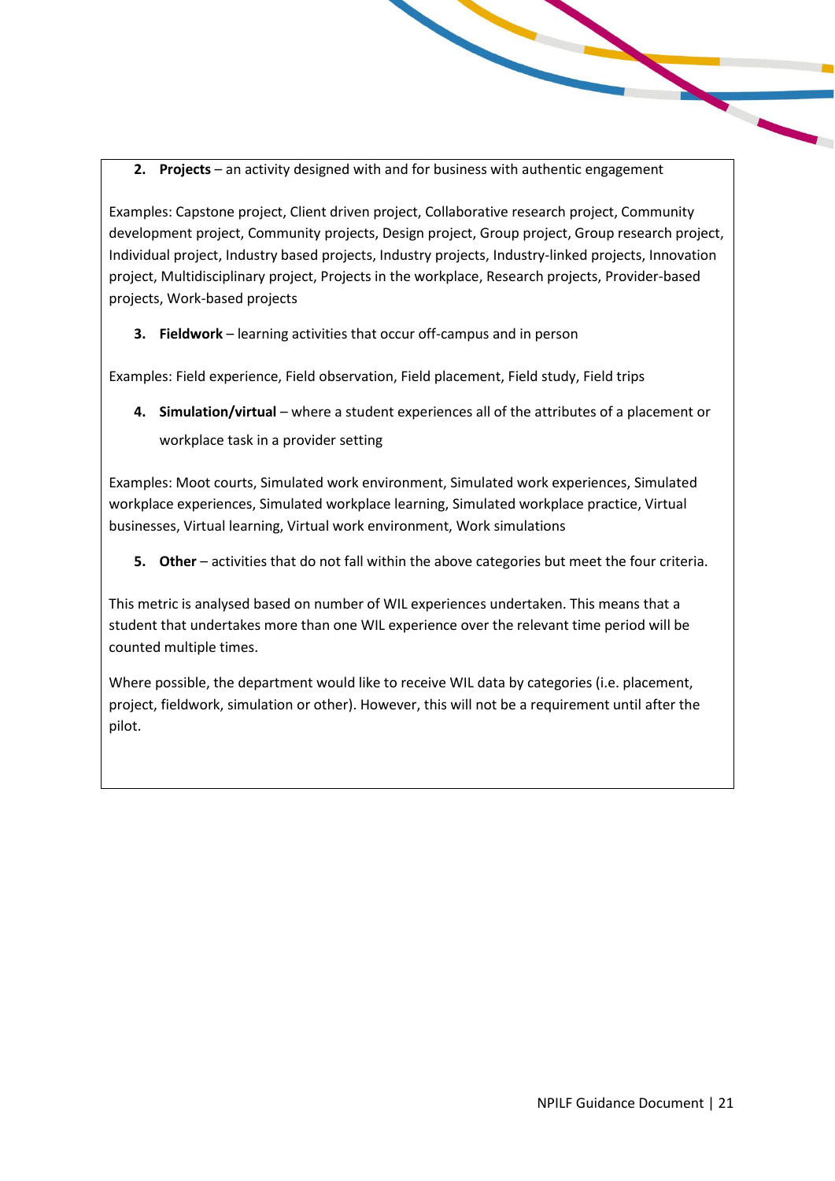2. **Projects** – an activity designed with and for business with authentic engagement

Examples: Capstone project, Client driven project, Collaborative research project, Community development project, Community projects, Design project, Group project, Group research project, Individual project, Industry based projects, Industry projects, Industry-linked projects, Innovation project, Multidisciplinary project, Projects in the workplace, Research projects, Provider-based projects, Work-based projects

3. **Fieldwork** – learning activities that occur off-campus and in person

Examples: Field experience, Field observation, Field placement, Field study, Field trips

4. **Simulation/virtual** – where a student experiences all of the attributes of a placement or workplace task in a provider setting

Examples: Moot courts, Simulated work environment, Simulated work experiences, Simulated workplace experiences, Simulated workplace learning, Simulated workplace practice, Virtual businesses, Virtual learning, Virtual work environment, Work simulations

5. **Other** – activities that do not fall within the above categories but meet the four criteria.

This metric is analysed based on number of WIL experiences undertaken. This means that a student that undertakes more than one WIL experience over the relevant time period will be counted multiple times.

Where possible, the department would like to receive WIL data by categories (i.e. placement, project, fieldwork, simulation or other). However, this will not be a requirement until after the pilot.